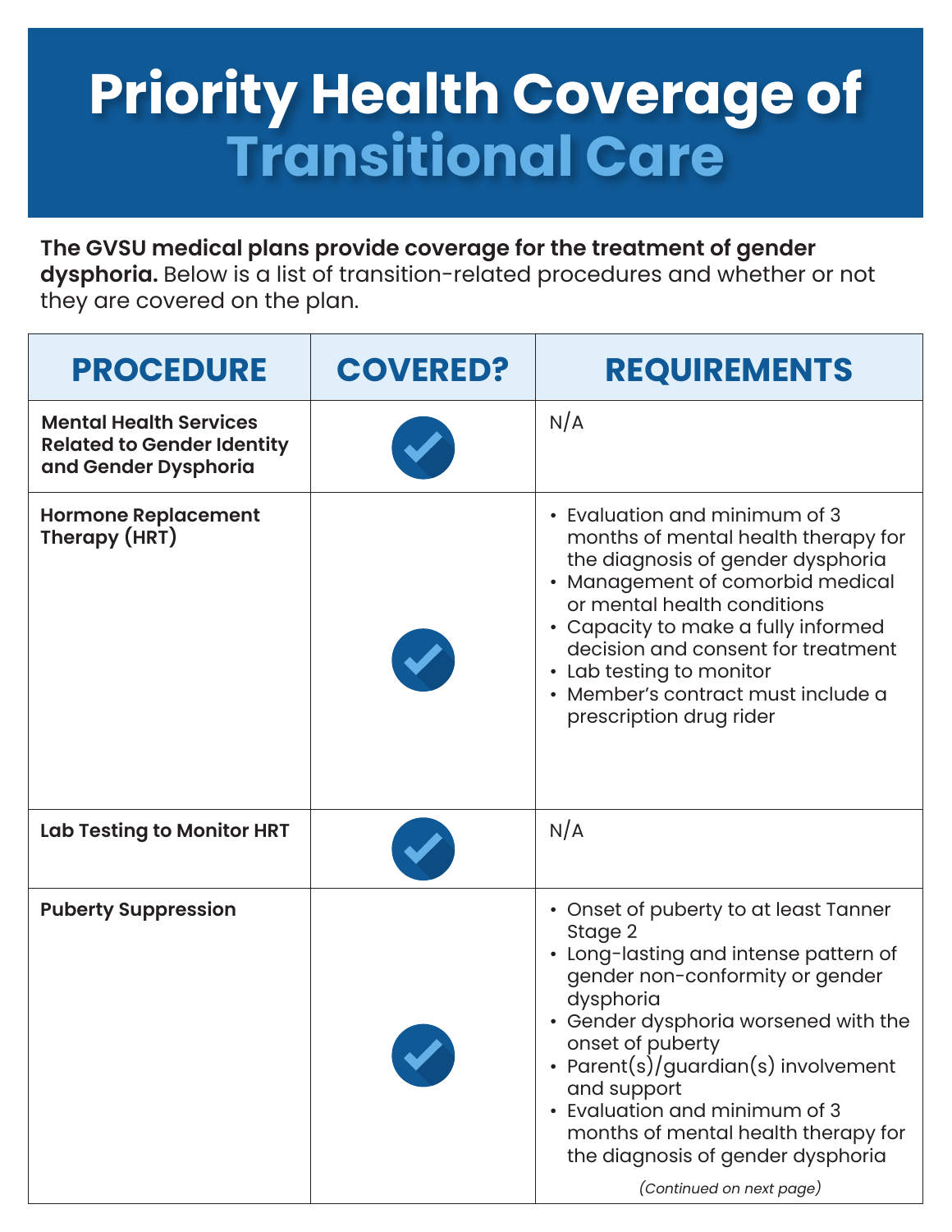# Priority Health Coverage of Transitional Care

**The GVSU medical plans provide coverage for the treatment of gender dysphoria.** Below is a list of transition-related procedures and whether or not they are covered on the plan.

| PROCEDURE | COVERED? | REQUIREMENTS |
|---|---|---|
| **Mental Health Services Related to Gender Identity and Gender Dysphoria** | ✓ | N/A |
| **Hormone Replacement Therapy (HRT)** | ✓ | • Evaluation and minimum of 3 months of mental health therapy for the diagnosis of gender dysphoria<br>• Management of comorbid medical or mental health conditions<br>• Capacity to make a fully informed decision and consent for treatment<br>• Lab testing to monitor<br>• Member's contract must include a prescription drug rider |
| **Lab Testing to Monitor HRT** | ✓ | N/A |
| **Puberty Suppression** | ✓ | • Onset of puberty to at least Tanner Stage 2<br>• Long-lasting and intense pattern of gender non-conformity or gender dysphoria<br>• Gender dysphoria worsened with the onset of puberty<br>• Parent(s)/guardian(s) involvement and support<br>• Evaluation and minimum of 3 months of mental health therapy for the diagnosis of gender dysphoria<br>*(Continued on next page)* |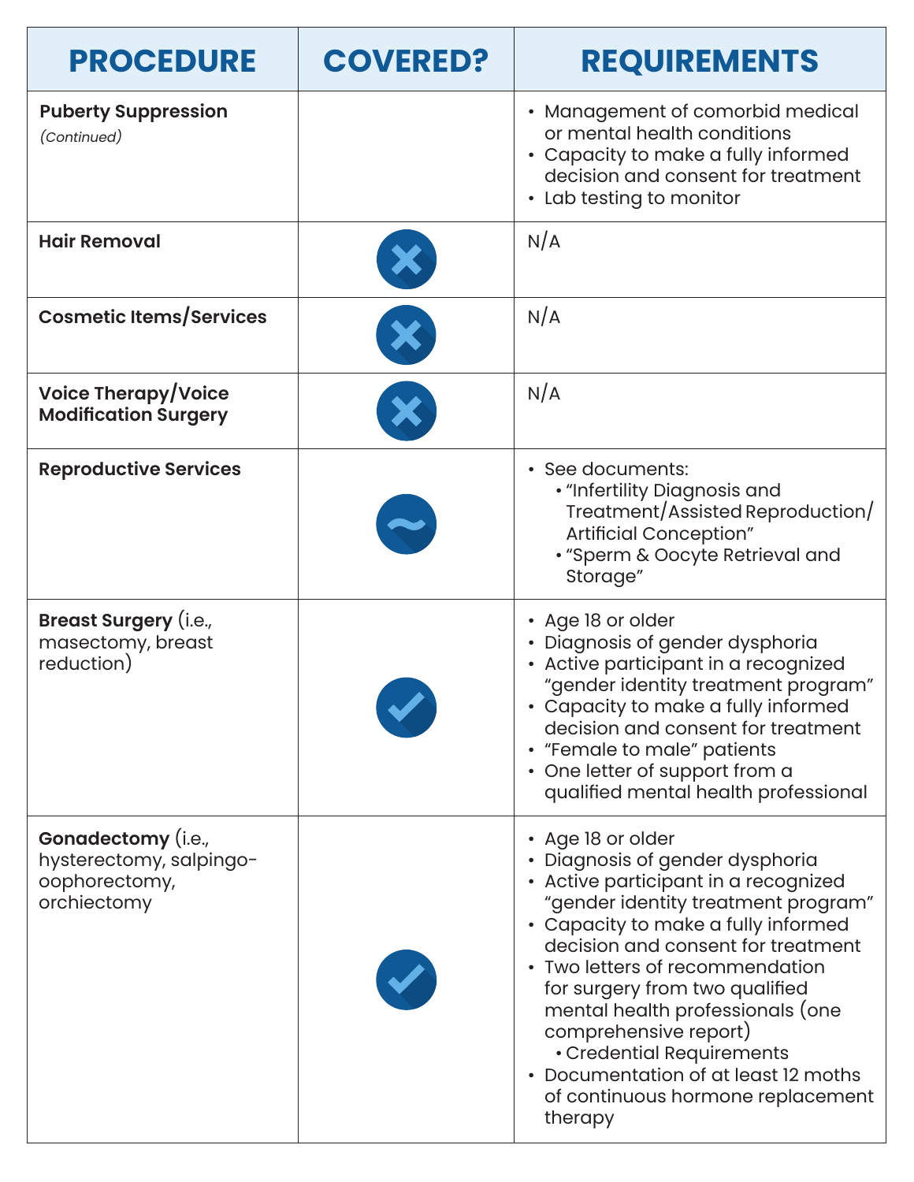| PROCEDURE | COVERED? | REQUIREMENTS |
| --- | --- | --- |
| **Puberty Suppression** *(Continued)* | | • Management of comorbid medical or mental health conditions<br>• Capacity to make a fully informed decision and consent for treatment<br>• Lab testing to monitor |
| **Hair Removal** | ✖ | N/A |
| **Cosmetic Items/Services** | ✖ | N/A |
| **Voice Therapy/Voice Modification Surgery** | ✖ | N/A |
| **Reproductive Services** | ~ | • See documents:<br>  • "Infertility Diagnosis and Treatment/Assisted Reproduction/ Artificial Conception"<br>  • "Sperm & Oocyte Retrieval and Storage" |
| **Breast Surgery** (i.e., masectomy, breast reduction) | ✔ | • Age 18 or older<br>• Diagnosis of gender dysphoria<br>• Active participant in a recognized "gender identity treatment program"<br>• Capacity to make a fully informed decision and consent for treatment<br>• "Female to male" patients<br>• One letter of support from a qualified mental health professional |
| **Gonadectomy** (i.e., hysterectomy, salpingo-oophorectomy, orchiectomy | ✔ | • Age 18 or older<br>• Diagnosis of gender dysphoria<br>• Active participant in a recognized "gender identity treatment program"<br>• Capacity to make a fully informed decision and consent for treatment<br>• Two letters of recommendation for surgery from two qualified mental health professionals (one comprehensive report)<br>  • Credential Requirements<br>• Documentation of at least 12 moths of continuous hormone replacement therapy |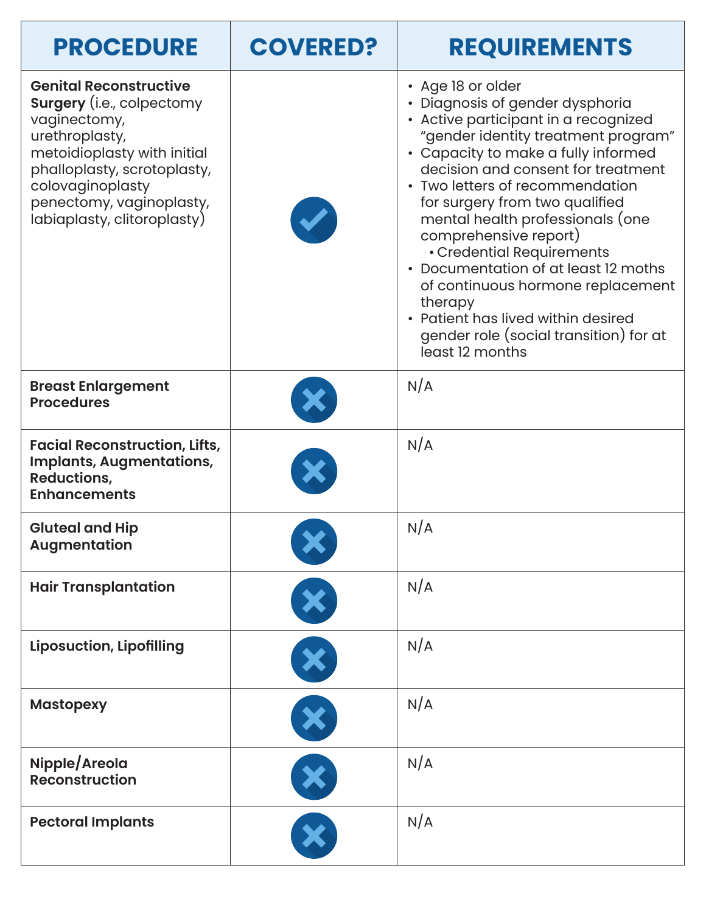| PROCEDURE | COVERED? | REQUIREMENTS |
| --- | --- | --- |
| **Genital Reconstructive Surgery** (i.e., colpectomy vaginectomy, urethroplasty, metoidioplasty with initial phalloplasty, scrotoplasty, colovaginoplasty penectomy, vaginoplasty, labiaplasty, clitoroplasty) | ✔ | • Age 18 or older<br>• Diagnosis of gender dysphoria<br>• Active participant in a recognized "gender identity treatment program"<br>• Capacity to make a fully informed decision and consent for treatment<br>• Two letters of recommendation for surgery from two qualified mental health professionals (one comprehensive report)<br>  • Credential Requirements<br>• Documentation of at least 12 moths of continuous hormone replacement therapy<br>• Patient has lived within desired gender role (social transition) for at least 12 months |
| **Breast Enlargement Procedures** | ✘ | N/A |
| **Facial Reconstruction, Lifts, Implants, Augmentations, Reductions, Enhancements** | ✘ | N/A |
| **Gluteal and Hip Augmentation** | ✘ | N/A |
| **Hair Transplantation** | ✘ | N/A |
| **Liposuction, Lipofilling** | ✘ | N/A |
| **Mastopexy** | ✘ | N/A |
| **Nipple/Areola Reconstruction** | ✘ | N/A |
| **Pectoral Implants** | ✘ | N/A |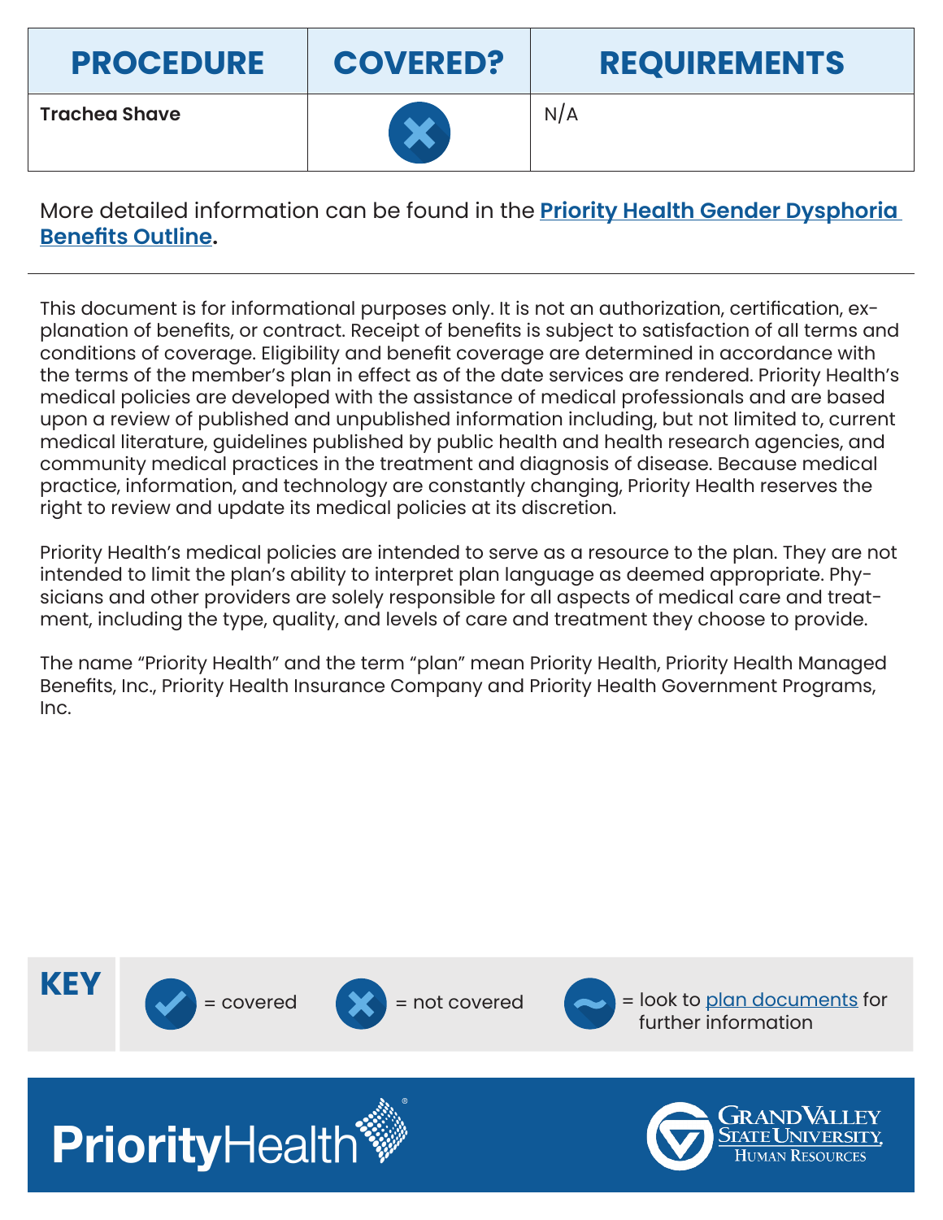| PROCEDURE | COVERED? | REQUIREMENTS |
|---|---|---|
| **Trachea Shave** | ✖ | N/A |

More detailed information can be found in the **Priority Health Gender Dysphoria Benefits Outline**.

---

This document is for informational purposes only. It is not an authorization, certification, explanation of benefits, or contract. Receipt of benefits is subject to satisfaction of all terms and conditions of coverage. Eligibility and benefit coverage are determined in accordance with the terms of the member's plan in effect as of the date services are rendered. Priority Health's medical policies are developed with the assistance of medical professionals and are based upon a review of published and unpublished information including, but not limited to, current medical literature, guidelines published by public health and health research agencies, and community medical practices in the treatment and diagnosis of disease. Because medical practice, information, and technology are constantly changing, Priority Health reserves the right to review and update its medical policies at its discretion.

Priority Health's medical policies are intended to serve as a resource to the plan. They are not intended to limit the plan's ability to interpret plan language as deemed appropriate. Physicians and other providers are solely responsible for all aspects of medical care and treatment, including the type, quality, and levels of care and treatment they choose to provide.

The name "Priority Health" and the term "plan" mean Priority Health, Priority Health Managed Benefits, Inc., Priority Health Insurance Company and Priority Health Government Programs, Inc.

**KEY**

✔ = covered

✖ = not covered

~ = look to plan documents for further information

PriorityHealth

Grand Valley State University, Human Resources